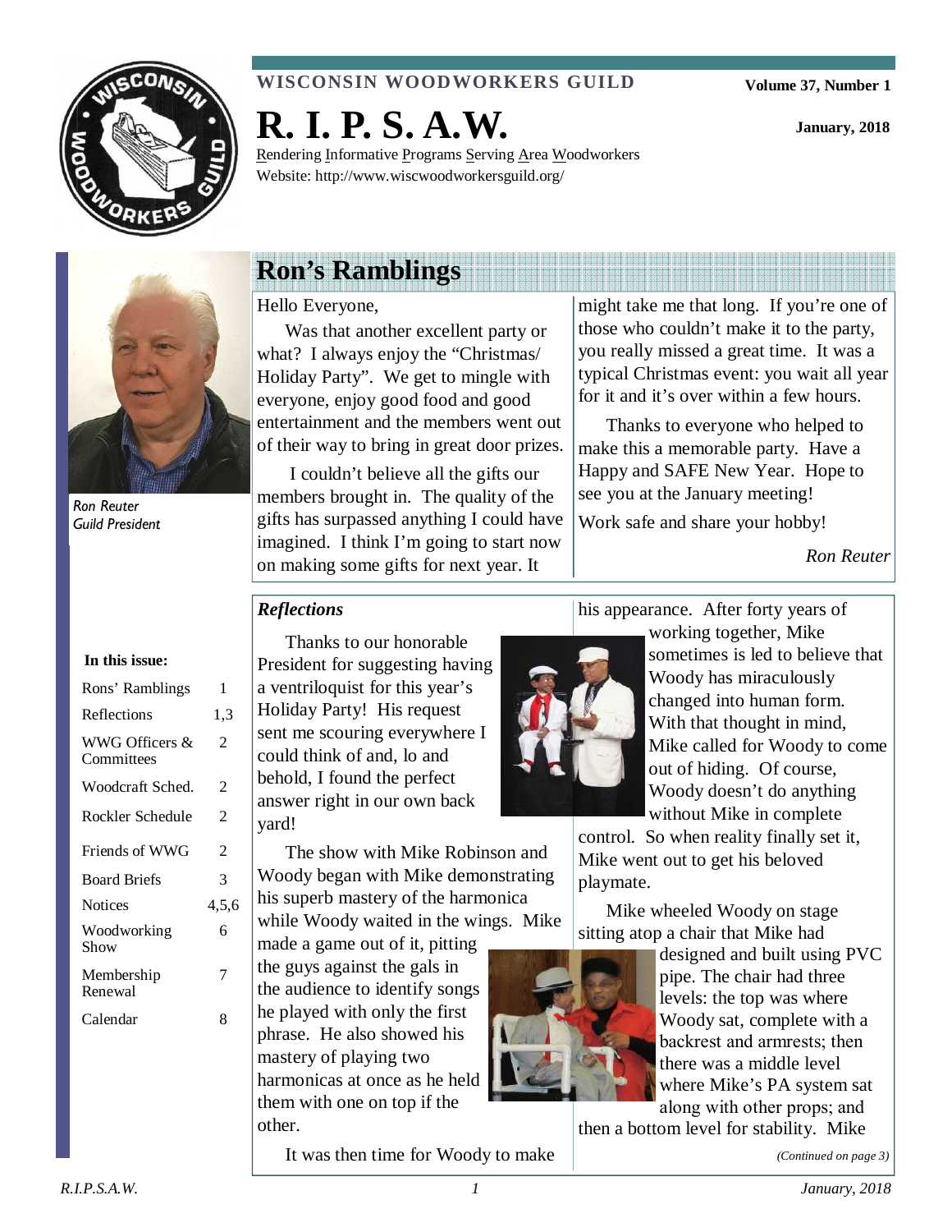**WISCONSIN WOODWORKERS GUILD**

**Volume 37, Number 1**

**January, 2018**

# R. I. P. S. A.W.

Rendering Informative Programs Serving Area Woodworkers
Website: http://www.wiscwoodworkersguild.org/

*Ron Reuter*
*Guild President*

**In this issue:**

| | |
|---|---|
| Rons' Ramblings | 1 |
| Reflections | 1,3 |
| WWG Officers & Committees | 2 |
| Woodcraft Sched. | 2 |
| Rockler Schedule | 2 |
| Friends of WWG | 2 |
| Board Briefs | 3 |
| Notices | 4,5,6 |
| Woodworking Show | 6 |
| Membership Renewal | 7 |
| Calendar | 8 |

## Ron's Ramblings

Hello Everyone,

Was that another excellent party or what? I always enjoy the "Christmas/ Holiday Party". We get to mingle with everyone, enjoy good food and good entertainment and the members went out of their way to bring in great door prizes.

I couldn't believe all the gifts our members brought in. The quality of the gifts has surpassed anything I could have imagined. I think I'm going to start now on making some gifts for next year. It might take me that long. If you're one of those who couldn't make it to the party, you really missed a great time. It was a typical Christmas event: you wait all year for it and it's over within a few hours.

Thanks to everyone who helped to make this a memorable party. Have a Happy and SAFE New Year. Hope to see you at the January meeting!

Work safe and share your hobby!

*Ron Reuter*

### *Reflections*

Thanks to our honorable President for suggesting having a ventriloquist for this year's Holiday Party! His request sent me scouring everywhere I could think of and, lo and behold, I found the perfect answer right in our own back yard!

The show with Mike Robinson and Woody began with Mike demonstrating his superb mastery of the harmonica while Woody waited in the wings. Mike made a game out of it, pitting the guys against the gals in the audience to identify songs he played with only the first phrase. He also showed his mastery of playing two harmonicas at once as he held them with one on top if the other.

It was then time for Woody to make his appearance. After forty years of working together, Mike sometimes is led to believe that Woody has miraculously changed into human form. With that thought in mind, Mike called for Woody to come out of hiding. Of course, Woody doesn't do anything without Mike in complete control. So when reality finally set it, Mike went out to get his beloved playmate.

Mike wheeled Woody on stage sitting atop a chair that Mike had designed and built using PVC pipe. The chair had three levels: the top was where Woody sat, complete with a backrest and armrests; then there was a middle level where Mike's PA system sat along with other props; and then a bottom level for stability. Mike

*(Continued on page 3)*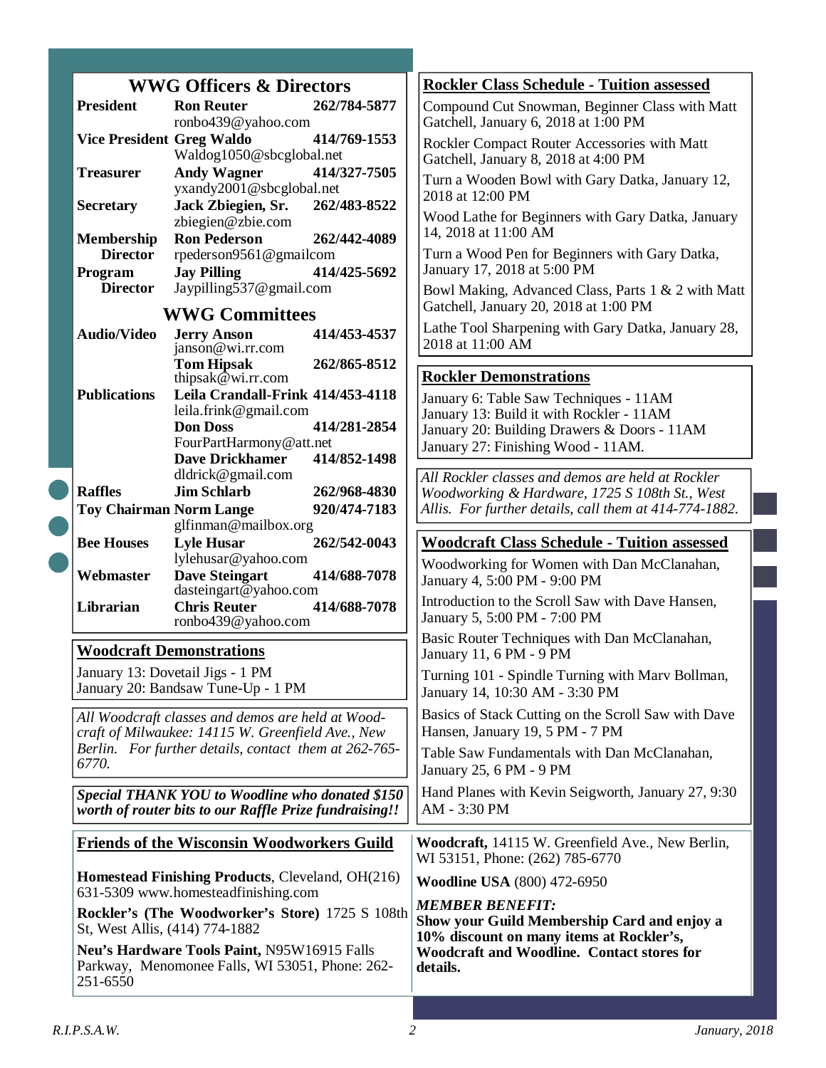## WWG Officers & Directors

| | | |
|---|---|---|
| **President** | **Ron Reuter** ronbo439@yahoo.com | **262/784-5877** |
| **Vice President** | **Greg Waldo** Waldog1050@sbcglobal.net | **414/769-1553** |
| **Treasurer** | **Andy Wagner** yxandy2001@sbcglobal.net | **414/327-7505** |
| **Secretary** | **Jack Zbiegien, Sr.** zbiegien@zbie.com | **262/483-8522** |
| **Membership Director** | **Ron Pederson** rpederson9561@gmailcom | **262/442-4089** |
| **Program Director** | **Jay Pilling** Jaypilling537@gmail.com | **414/425-5692** |

## WWG Committees

| | | |
|---|---|---|
| **Audio/Video** | **Jerry Anson** janson@wi.rr.com | **414/453-4537** |
| | **Tom Hipsak** thipsak@wi.rr.com | **262/865-8512** |
| **Publications** | **Leila Crandall-Frink** leila.frink@gmail.com | **414/453-4118** |
| | **Don Doss** FourPartHarmony@att.net | **414/281-2854** |
| | **Dave Drickhamer** dldrick@gmail.com | **414/852-1498** |
| **Raffles** | **Jim Schlarb** | **262/968-4830** |
| **Toy Chairman** | **Norm Lange** glfinman@mailbox.org | **920/474-7183** |
| **Bee Houses** | **Lyle Husar** lylehusar@yahoo.com | **262/542-0043** |
| **Webmaster** | **Dave Steingart** dasteingart@yahoo.com | **414/688-7078** |
| **Librarian** | **Chris Reuter** ronbo439@yahoo.com | **414/688-7078** |

## Woodcraft Demonstrations

January 13: Dovetail Jigs - 1 PM
January 20: Bandsaw Tune-Up - 1 PM

*All Woodcraft classes and demos are held at Woodcraft of Milwaukee: 14115 W. Greenfield Ave., New Berlin. For further details, contact them at 262-765-6770.*

***Special THANK YOU to Woodline who donated $150 worth of router bits to our Raffle Prize fundraising!!***

## Rockler Class Schedule - Tuition assessed

Compound Cut Snowman, Beginner Class with Matt Gatchell, January 6, 2018 at 1:00 PM

Rockler Compact Router Accessories with Matt Gatchell, January 8, 2018 at 4:00 PM

Turn a Wooden Bowl with Gary Datka, January 12, 2018 at 12:00 PM

Wood Lathe for Beginners with Gary Datka, January 14, 2018 at 11:00 AM

Turn a Wood Pen for Beginners with Gary Datka, January 17, 2018 at 5:00 PM

Bowl Making, Advanced Class, Parts 1 & 2 with Matt Gatchell, January 20, 2018 at 1:00 PM

Lathe Tool Sharpening with Gary Datka, January 28, 2018 at 11:00 AM

## Rockler Demonstrations

January 6: Table Saw Techniques - 11AM
January 13: Build it with Rockler - 11AM
January 20: Building Drawers & Doors - 11AM
January 27: Finishing Wood - 11AM.

*All Rockler classes and demos are held at Rockler Woodworking & Hardware, 1725 S 108th St., West Allis. For further details, call them at 414-774-1882.*

## Woodcraft Class Schedule - Tuition assessed

Woodworking for Women with Dan McClanahan, January 4, 5:00 PM - 9:00 PM

Introduction to the Scroll Saw with Dave Hansen, January 5, 5:00 PM - 7:00 PM

Basic Router Techniques with Dan McClanahan, January 11, 6 PM - 9 PM

Turning 101 - Spindle Turning with Marv Bollman, January 14, 10:30 AM - 3:30 PM

Basics of Stack Cutting on the Scroll Saw with Dave Hansen, January 19, 5 PM - 7 PM

Table Saw Fundamentals with Dan McClanahan, January 25, 6 PM - 9 PM

Hand Planes with Kevin Seigworth, January 27, 9:30 AM - 3:30 PM

## Friends of the Wisconsin Woodworkers Guild

**Homestead Finishing Products**, Cleveland, OH(216) 631-5309 www.homesteadfinishing.com

**Rockler's (The Woodworker's Store)** 1725 S 108th St, West Allis, (414) 774-1882

**Neu's Hardware Tools Paint,** N95W16915 Falls Parkway, Menomonee Falls, WI 53051, Phone: 262-251-6550

**Woodcraft,** 14115 W. Greenfield Ave., New Berlin, WI 53151, Phone: (262) 785-6770

**Woodline USA** (800) 472-6950

***MEMBER BENEFIT:***
**Show your Guild Membership Card and enjoy a 10% discount on many items at Rockler's, Woodcraft and Woodline. Contact stores for details.**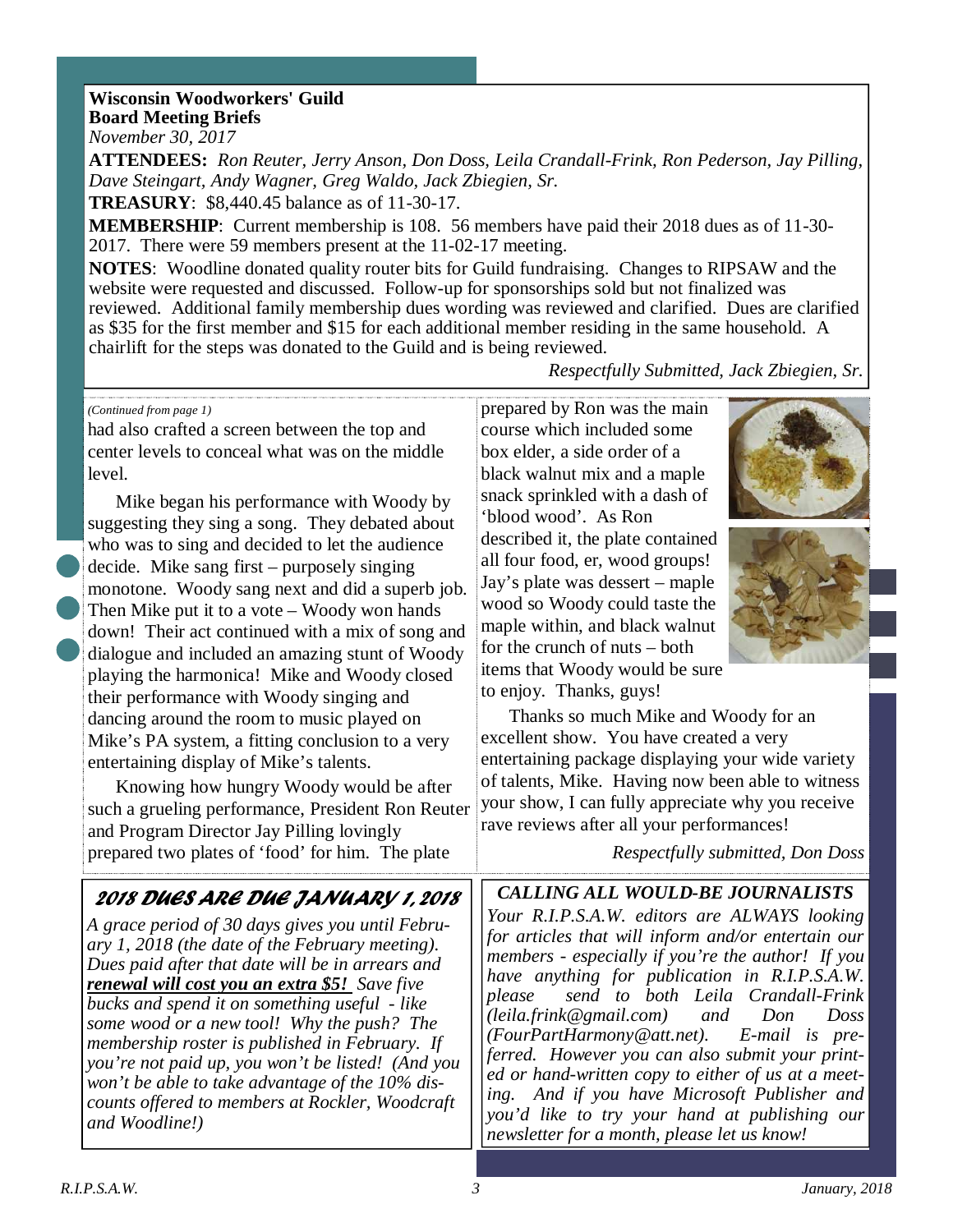**Wisconsin Woodworkers' Guild**
**Board Meeting Briefs**
*November 30, 2017*

**ATTENDEES:** *Ron Reuter, Jerry Anson, Don Doss, Leila Crandall-Frink, Ron Pederson, Jay Pilling, Dave Steingart, Andy Wagner, Greg Waldo, Jack Zbiegien, Sr.*

**TREASURY**: $8,440.45 balance as of 11-30-17.

**MEMBERSHIP**: Current membership is 108. 56 members have paid their 2018 dues as of 11-30-2017. There were 59 members present at the 11-02-17 meeting.

**NOTES**: Woodline donated quality router bits for Guild fundraising. Changes to RIPSAW and the website were requested and discussed. Follow-up for sponsorships sold but not finalized was reviewed. Additional family membership dues wording was reviewed and clarified. Dues are clarified as $35 for the first member and $15 for each additional member residing in the same household. A chairlift for the steps was donated to the Guild and is being reviewed.

*Respectfully Submitted, Jack Zbiegien, Sr.*

---

*(Continued from page 1)*

had also crafted a screen between the top and center levels to conceal what was on the middle level.

Mike began his performance with Woody by suggesting they sing a song. They debated about who was to sing and decided to let the audience decide. Mike sang first – purposely singing monotone. Woody sang next and did a superb job. Then Mike put it to a vote – Woody won hands down! Their act continued with a mix of song and dialogue and included an amazing stunt of Woody playing the harmonica! Mike and Woody closed their performance with Woody singing and dancing around the room to music played on Mike's PA system, a fitting conclusion to a very entertaining display of Mike's talents.

Knowing how hungry Woody would be after such a grueling performance, President Ron Reuter and Program Director Jay Pilling lovingly prepared two plates of 'food' for him. The plate prepared by Ron was the main course which included some box elder, a side order of a black walnut mix and a maple snack sprinkled with a dash of 'blood wood'. As Ron described it, the plate contained all four food, er, wood groups! Jay's plate was dessert – maple wood so Woody could taste the maple within, and black walnut for the crunch of nuts – both items that Woody would be sure to enjoy. Thanks, guys!

Thanks so much Mike and Woody for an excellent show. You have created a very entertaining package displaying your wide variety of talents, Mike. Having now been able to witness your show, I can fully appreciate why you receive rave reviews after all your performances!

*Respectfully submitted, Don Doss*

---

## 2018 DUES ARE DUE JANUARY 1, 2018

*A grace period of 30 days gives you until February 1, 2018 (the date of the February meeting). Dues paid after that date will be in arrears and* ***renewal will cost you an extra $5!*** *Save five bucks and spend it on something useful - like some wood or a new tool! Why the push? The membership roster is published in February. If you're not paid up, you won't be listed! (And you won't be able to take advantage of the 10% discounts offered to members at Rockler, Woodcraft and Woodline!)*

## *CALLING ALL WOULD-BE JOURNALISTS*

*Your R.I.P.S.A.W. editors are ALWAYS looking for articles that will inform and/or entertain our members - especially if you're the author! If you have anything for publication in R.I.P.S.A.W. please send to both Leila Crandall-Frink (leila.frink@gmail.com) and Don Doss (FourPartHarmony@att.net). E-mail is preferred. However you can also submit your printed or hand-written copy to either of us at a meeting. And if you have Microsoft Publisher and you'd like to try your hand at publishing our newsletter for a month, please let us know!*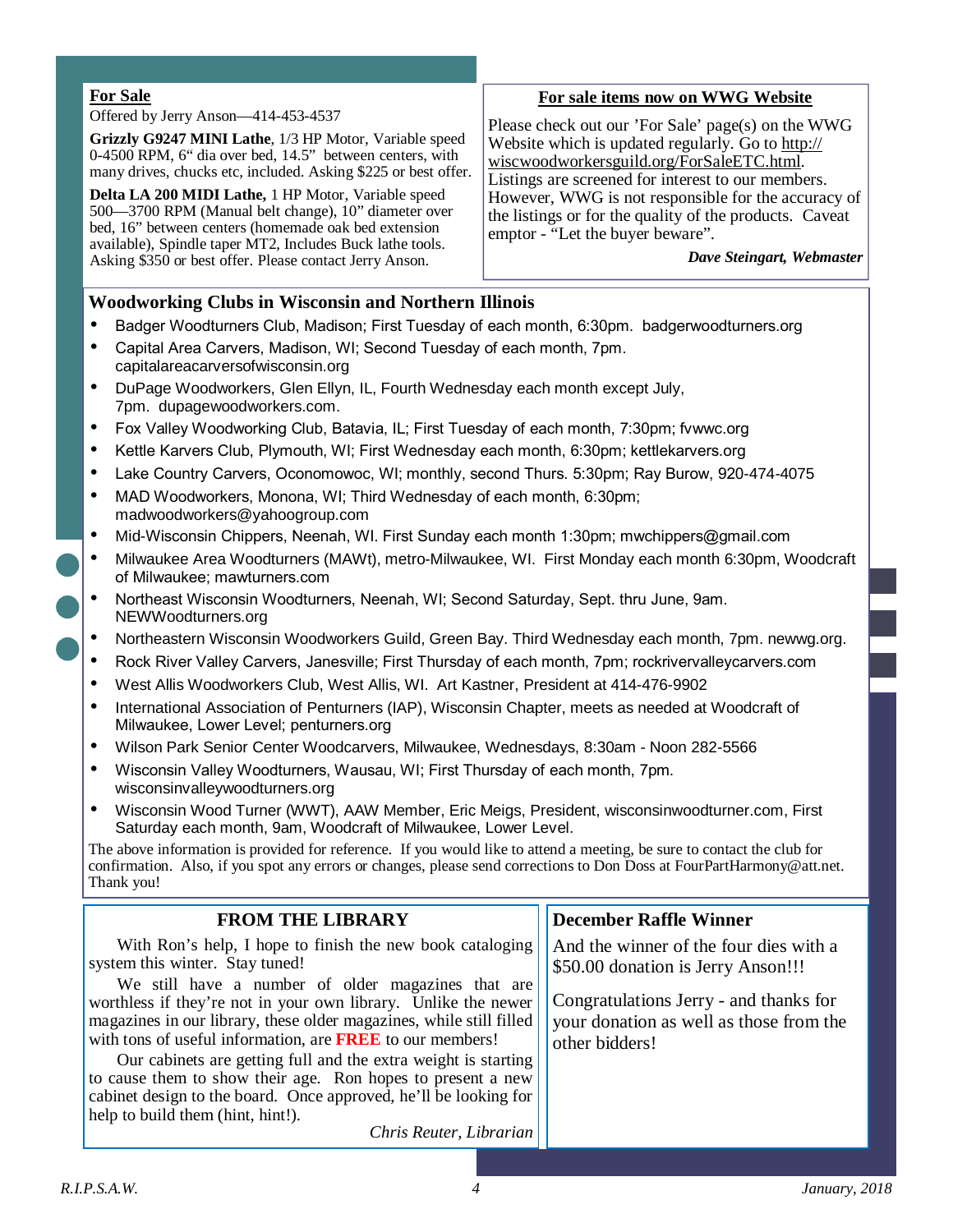## For Sale

Offered by Jerry Anson—414-453-4537

**Grizzly G9247 MINI Lathe**, 1/3 HP Motor, Variable speed 0-4500 RPM, 6" dia over bed, 14.5" between centers, with many drives, chucks etc, included. Asking $225 or best offer.

**Delta LA 200 MIDI Lathe,** 1 HP Motor, Variable speed 500—3700 RPM (Manual belt change), 10" diameter over bed, 16" between centers (homemade oak bed extension available), Spindle taper MT2, Includes Buck lathe tools. Asking $350 or best offer. Please contact Jerry Anson.

## For sale items now on WWG Website

Please check out our 'For Sale' page(s) on the WWG Website which is updated regularly. Go to http://wiscwoodworkersguild.org/ForSaleETC.html. Listings are screened for interest to our members. However, WWG is not responsible for the accuracy of the listings or for the quality of the products. Caveat emptor - "Let the buyer beware".

***Dave Steingart, Webmaster***

## Woodworking Clubs in Wisconsin and Northern Illinois

- Badger Woodturners Club, Madison; First Tuesday of each month, 6:30pm. badgerwoodturners.org
- Capital Area Carvers, Madison, WI; Second Tuesday of each month, 7pm. capitalareacarversofwisconsin.org
- DuPage Woodworkers, Glen Ellyn, IL, Fourth Wednesday each month except July, 7pm. dupagewoodworkers.com.
- Fox Valley Woodworking Club, Batavia, IL; First Tuesday of each month, 7:30pm; fvwwc.org
- Kettle Karvers Club, Plymouth, WI; First Wednesday each month, 6:30pm; kettlekarvers.org
- Lake Country Carvers, Oconomowoc, WI; monthly, second Thurs. 5:30pm; Ray Burow, 920-474-4075
- MAD Woodworkers, Monona, WI; Third Wednesday of each month, 6:30pm; madwoodworkers@yahoogroup.com
- Mid-Wisconsin Chippers, Neenah, WI. First Sunday each month 1:30pm; mwchippers@gmail.com
- Milwaukee Area Woodturners (MAWt), metro-Milwaukee, WI. First Monday each month 6:30pm, Woodcraft of Milwaukee; mawturners.com
- Northeast Wisconsin Woodturners, Neenah, WI; Second Saturday, Sept. thru June, 9am. NEWWoodturners.org
- Northeastern Wisconsin Woodworkers Guild, Green Bay. Third Wednesday each month, 7pm. newwg.org.
- Rock River Valley Carvers, Janesville; First Thursday of each month, 7pm; rockrivervalleycarvers.com
- West Allis Woodworkers Club, West Allis, WI. Art Kastner, President at 414-476-9902
- International Association of Penturners (IAP), Wisconsin Chapter, meets as needed at Woodcraft of Milwaukee, Lower Level; penturners.org
- Wilson Park Senior Center Woodcarvers, Milwaukee, Wednesdays, 8:30am - Noon 282-5566
- Wisconsin Valley Woodturners, Wausau, WI; First Thursday of each month, 7pm. wisconsinvalleywoodturners.org
- Wisconsin Wood Turner (WWT), AAW Member, Eric Meigs, President, wisconsinwoodturner.com, First Saturday each month, 9am, Woodcraft of Milwaukee, Lower Level.

The above information is provided for reference. If you would like to attend a meeting, be sure to contact the club for confirmation. Also, if you spot any errors or changes, please send corrections to Don Doss at FourPartHarmony@att.net. Thank you!

## FROM THE LIBRARY

With Ron's help, I hope to finish the new book cataloging system this winter. Stay tuned!

We still have a number of older magazines that are worthless if they're not in your own library. Unlike the newer magazines in our library, these older magazines, while still filled with tons of useful information, are **FREE** to our members!

Our cabinets are getting full and the extra weight is starting to cause them to show their age. Ron hopes to present a new cabinet design to the board. Once approved, he'll be looking for help to build them (hint, hint!).

*Chris Reuter, Librarian*

## December Raffle Winner

And the winner of the four dies with a $50.00 donation is Jerry Anson!!!

Congratulations Jerry - and thanks for your donation as well as those from the other bidders!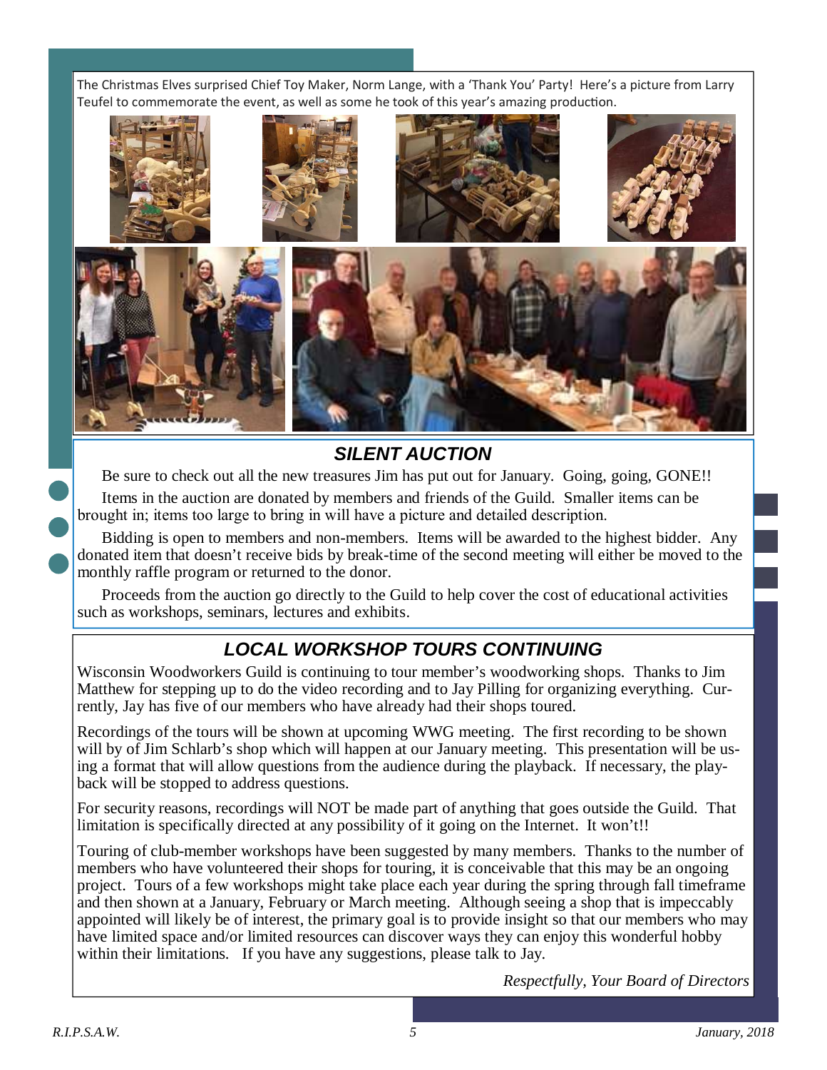The Christmas Elves surprised Chief Toy Maker, Norm Lange, with a 'Thank You' Party! Here's a picture from Larry Teufel to commemorate the event, as well as some he took of this year's amazing production.

## *SILENT AUCTION*

Be sure to check out all the new treasures Jim has put out for January. Going, going, GONE!!

Items in the auction are donated by members and friends of the Guild. Smaller items can be brought in; items too large to bring in will have a picture and detailed description.

Bidding is open to members and non-members. Items will be awarded to the highest bidder. Any donated item that doesn't receive bids by break-time of the second meeting will either be moved to the monthly raffle program or returned to the donor.

Proceeds from the auction go directly to the Guild to help cover the cost of educational activities such as workshops, seminars, lectures and exhibits.

## *LOCAL WORKSHOP TOURS CONTINUING*

Wisconsin Woodworkers Guild is continuing to tour member's woodworking shops. Thanks to Jim Matthew for stepping up to do the video recording and to Jay Pilling for organizing everything. Currently, Jay has five of our members who have already had their shops toured.

Recordings of the tours will be shown at upcoming WWG meeting. The first recording to be shown will by of Jim Schlarb's shop which will happen at our January meeting. This presentation will be using a format that will allow questions from the audience during the playback. If necessary, the playback will be stopped to address questions.

For security reasons, recordings will NOT be made part of anything that goes outside the Guild. That limitation is specifically directed at any possibility of it going on the Internet. It won't!!

Touring of club-member workshops have been suggested by many members. Thanks to the number of members who have volunteered their shops for touring, it is conceivable that this may be an ongoing project. Tours of a few workshops might take place each year during the spring through fall timeframe and then shown at a January, February or March meeting. Although seeing a shop that is impeccably appointed will likely be of interest, the primary goal is to provide insight so that our members who may have limited space and/or limited resources can discover ways they can enjoy this wonderful hobby within their limitations. If you have any suggestions, please talk to Jay.

*Respectfully, Your Board of Directors*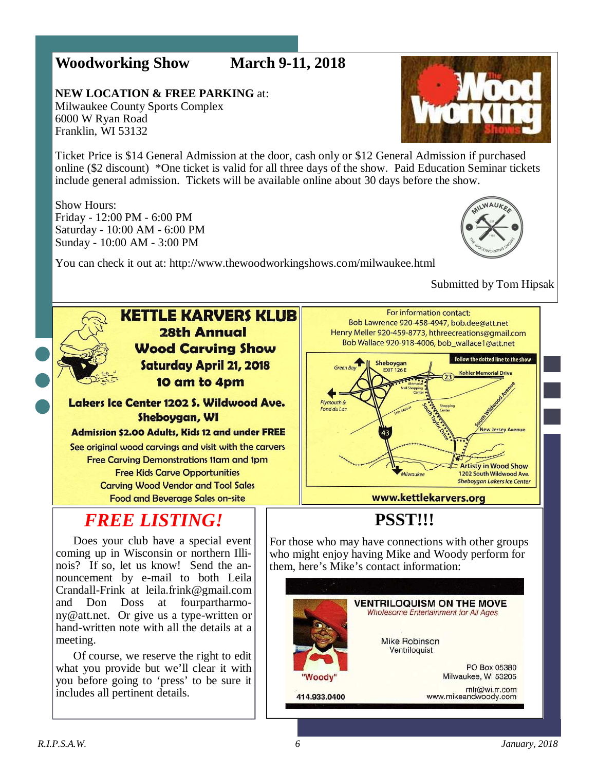## Woodworking Show — March 9-11, 2018

**NEW LOCATION & FREE PARKING** at:
Milwaukee County Sports Complex
6000 W Ryan Road
Franklin, WI 53132

Ticket Price is $14 General Admission at the door, cash only or $12 General Admission if purchased online ($2 discount) *One ticket is valid for all three days of the show. Paid Education Seminar tickets include general admission. Tickets will be available online about 30 days before the show.

Show Hours:
Friday - 12:00 PM - 6:00 PM
Saturday - 10:00 AM - 6:00 PM
Sunday - 10:00 AM - 3:00 PM

You can check it out at: http://www.thewoodworkingshows.com/milwaukee.html

Submitted by Tom Hipsak

## KETTLE KARVERS KLUB

**28th Annual Wood Carving Show**
**Saturday April 21, 2018**
**10 am to 4pm**

**Lakers Ice Center 1202 S. Wildwood Ave. Sheboygan, WI**

**Admission $2.00 Adults, Kids 12 and under FREE**

See original wood carvings and visit with the carvers
Free Carving Demonstrations 11am and 1pm
Free Kids Carve Opportunities
Carving Wood Vendor and Tool Sales
Food and Beverage Sales on-site

For information contact:
Bob Lawrence 920-458-4947, bob.dee@att.net
Henry Meller 920-459-8773, hthreecreations@gmail.com
Bob Wallace 920-918-4006, bob_wallace1@att.net

Follow the dotted line to the show

Artistry in Wood Show
1202 South Wildwood Ave.
Sheboygan Lakers Ice Center

www.kettlekarvers.org

## *FREE LISTING!*

Does your club have a special event coming up in Wisconsin or northern Illinois? If so, let us know! Send the announcement by e-mail to both Leila Crandall-Frink at leila.frink@gmail.com and Don Doss at fourpartharmony@att.net. Or give us a type-written or hand-written note with all the details at a meeting.

Of course, we reserve the right to edit what you provide but we'll clear it with you before going to 'press' to be sure it includes all pertinent details.

## PSST!!!

For those who may have connections with other groups who might enjoy having Mike and Woody perform for them, here's Mike's contact information:

**VENTRILOQUISM ON THE MOVE**
*Wholesome Entertainment for All Ages*

Mike Robinson
Ventriloquist

"Woody"

PO Box 05380
Milwaukee, WI 53205

414.933.0400

mlr@wi.rr.com
www.mikeandwoody.com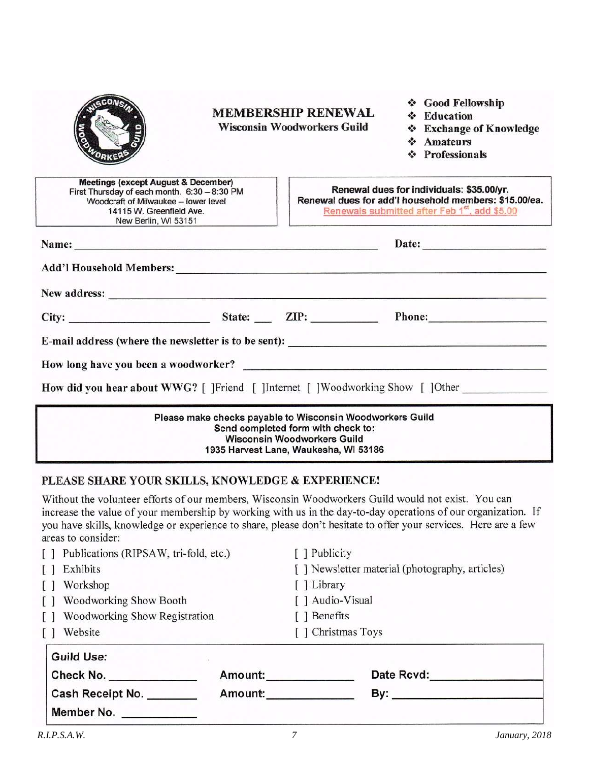# MEMBERSHIP RENEWAL

**Wisconsin Woodworkers Guild**

- Good Fellowship
- Education
- Exchange of Knowledge
- Amateurs
- Professionals

**Meetings (except August & December)**
First Thursday of each month. 6:30 – 8:30 PM
Woodcraft of Milwaukee – lower level
14115 W. Greenfield Ave.
New Berlin, WI 53151

**Renewal dues for individuals: $35.00/yr.**
**Renewal dues for add'l household members: $15.00/ea.**
**Renewals submitted after Feb 1st, add $5.00**

**Name:** ______________________________ **Date:** ______________

**Add'l Household Members:** ______________________________

**New address:** ______________________________

**City:** ______________ **State:** ___ **ZIP:** ________ **Phone:** ______________

**E-mail address (where the newsletter is to be sent):** ______________________________

**How long have you been a woodworker?** ______________________________

**How did you hear about WWG?** [ ]Friend [ ]Internet [ ]Woodworking Show [ ]Other ________

**Please make checks payable to Wisconsin Woodworkers Guild**
**Send completed form with check to:**
**Wisconsin Woodworkers Guild**
**1935 Harvest Lane, Waukesha, WI 53186**

## PLEASE SHARE YOUR SKILLS, KNOWLEDGE & EXPERIENCE!

Without the volunteer efforts of our members, Wisconsin Woodworkers Guild would not exist. You can increase the value of your membership by working with us in the day-to-day operations of our organization. If you have skills, knowledge or experience to share, please don't hesitate to offer your services. Here are a few areas to consider:

[ ] Publications (RIPSAW, tri-fold, etc.)
[ ] Exhibits
[ ] Workshop
[ ] Woodworking Show Booth
[ ] Woodworking Show Registration
[ ] Website
[ ] Publicity
[ ] Newsletter material (photography, articles)
[ ] Library
[ ] Audio-Visual
[ ] Benefits
[ ] Christmas Toys

**Guild Use:**

**Check No.** ________ **Amount:** ________ **Date Rcvd:** ________

**Cash Receipt No.** ________ **Amount:** ________ **By:** ________

**Member No.** ________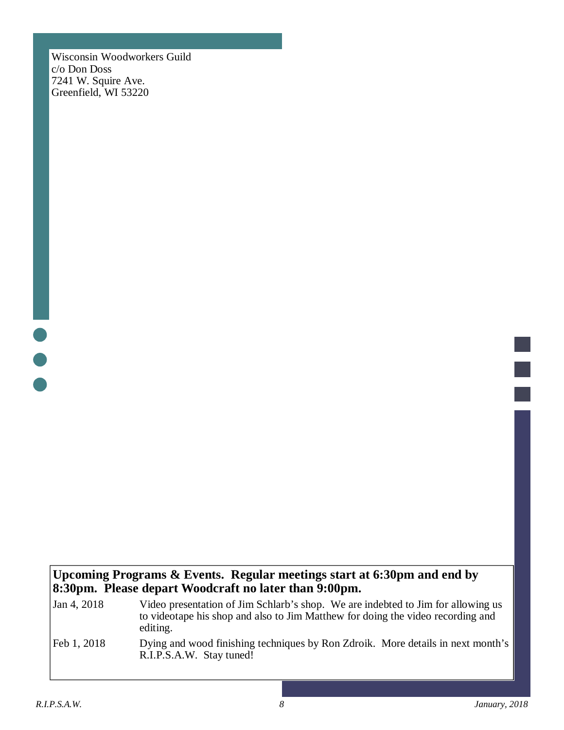Wisconsin Woodworkers Guild
c/o Don Doss
7241 W. Squire Ave.
Greenfield, WI 53220

**Upcoming Programs & Events. Regular meetings start at 6:30pm and end by 8:30pm. Please depart Woodcraft no later than 9:00pm.**

| | |
|---|---|
| Jan 4, 2018 | Video presentation of Jim Schlarb's shop. We are indebted to Jim for allowing us to videotape his shop and also to Jim Matthew for doing the video recording and editing. |
| Feb 1, 2018 | Dying and wood finishing techniques by Ron Zdroik. More details in next month's R.I.P.S.A.W. Stay tuned! |